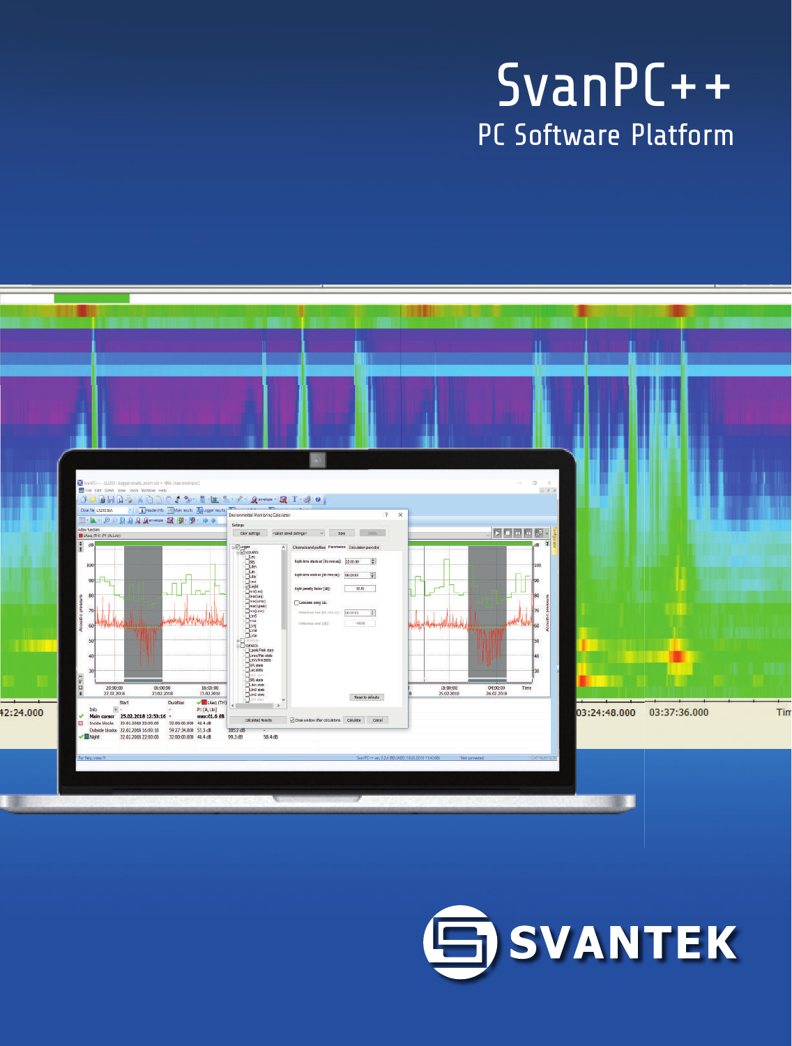# SvanPC++

## PC Software Platform

SVANTEK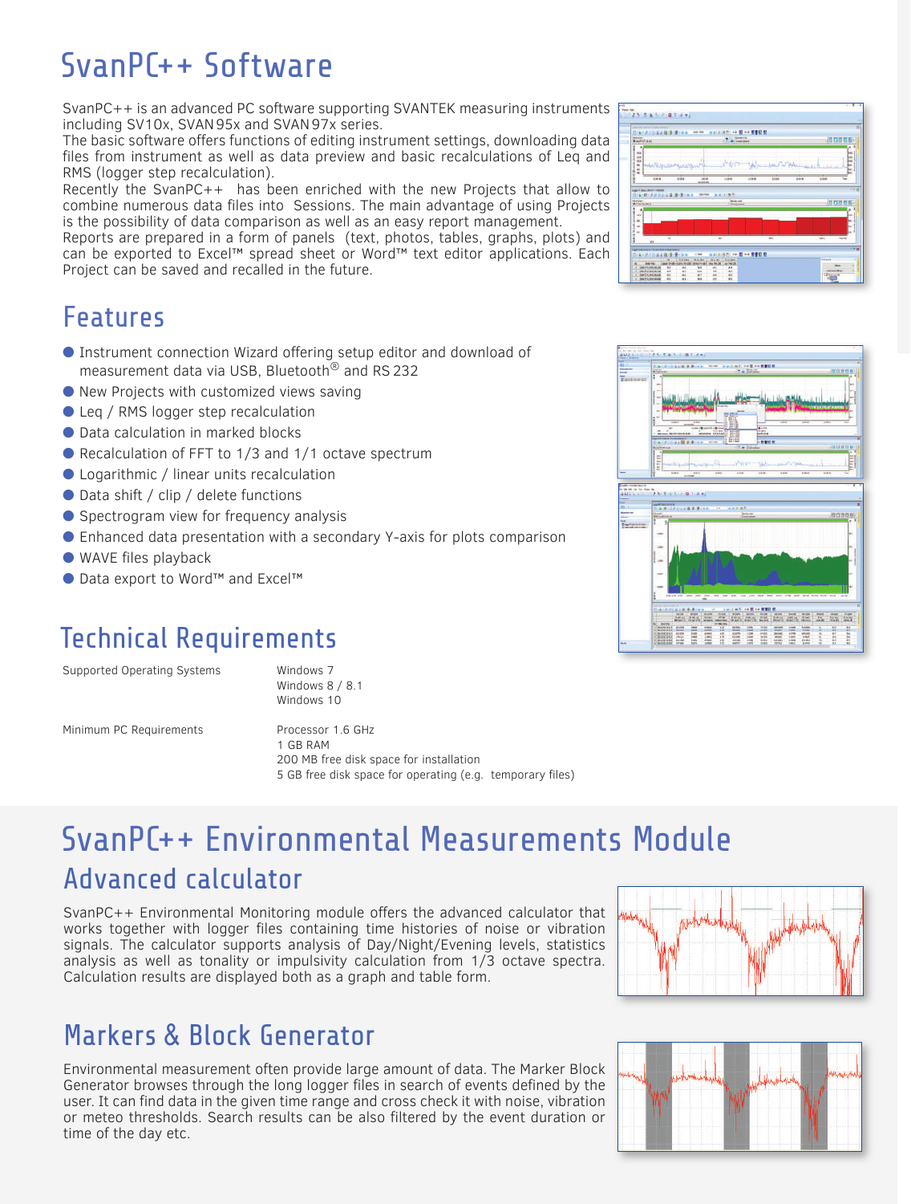# SvanPC++ Software

SvanPC++ is an advanced PC software supporting SVANTEK measuring instruments including SV10x, SVAN95x and SVAN97x series.
The basic software offers functions of editing instrument settings, downloading data files from instrument as well as data preview and basic recalculations of Leq and RMS (logger step recalculation).
Recently the SvanPC++ has been enriched with the new Projects that allow to combine numerous data files into Sessions. The main advantage of using Projects is the possibility of data comparison as well as an easy report management.
Reports are prepared in a form of panels (text, photos, tables, graphs, plots) and can be exported to Excel™ spread sheet or Word™ text editor applications. Each Project can be saved and recalled in the future.

## Features

- Instrument connection Wizard offering setup editor and download of measurement data via USB, Bluetooth® and RS 232
- New Projects with customized views saving
- Leq / RMS logger step recalculation
- Data calculation in marked blocks
- Recalculation of FFT to 1/3 and 1/1 octave spectrum
- Logarithmic / linear units recalculation
- Data shift / clip / delete functions
- Spectrogram view for frequency analysis
- Enhanced data presentation with a secondary Y-axis for plots comparison
- WAVE files playback
- Data export to Word™ and Excel™

## Technical Requirements

| | |
|---|---|
| Supported Operating Systems | Windows 7<br>Windows 8 / 8.1<br>Windows 10 |
| Minimum PC Requirements | Processor 1.6 GHz<br>1 GB RAM<br>200 MB free disk space for installation<br>5 GB free disk space for operating (e.g. temporary files) |

# SvanPC++ Environmental Measurements Module

## Advanced calculator

SvanPC++ Environmental Monitoring module offers the advanced calculator that works together with logger files containing time histories of noise or vibration signals. The calculator supports analysis of Day/Night/Evening levels, statistics analysis as well as tonality or impulsivity calculation from 1/3 octave spectra. Calculation results are displayed both as a graph and table form.

## Markers & Block Generator

Environmental measurement often provide large amount of data. The Marker Block Generator browses through the long logger files in search of events defined by the user. It can find data in the given time range and cross check it with noise, vibration or meteo thresholds. Search results can be also filtered by the event duration or time of the day etc.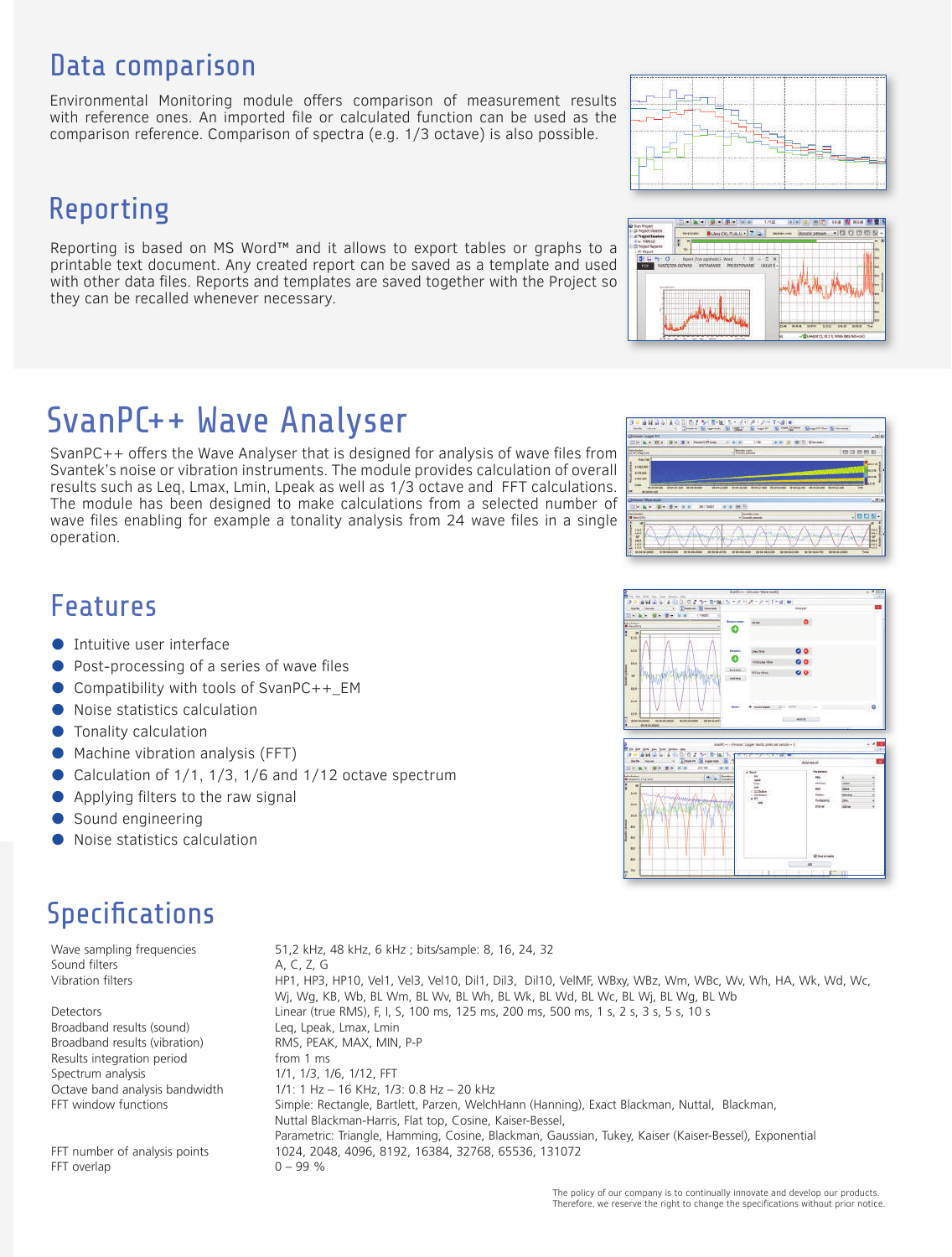## Data comparison

Environmental Monitoring module offers comparison of measurement results with reference ones. An imported file or calculated function can be used as the comparison reference. Comparison of spectra (e.g. 1/3 octave) is also possible.

## Reporting

Reporting is based on MS Word™ and it allows to export tables or graphs to a printable text document. Any created report can be saved as a template and used with other data files. Reports and templates are saved together with the Project so they can be recalled whenever necessary.

# SvanPC++ Wave Analyser

SvanPC++ offers the Wave Analyser that is designed for analysis of wave files from Svantek's noise or vibration instruments. The module provides calculation of overall results such as Leq, Lmax, Lmin, Lpeak as well as 1/3 octave and FFT calculations. The module has been designed to make calculations from a selected number of wave files enabling for example a tonality analysis from 24 wave files in a single operation.

## Features

- Intuitive user interface
- Post-processing of a series of wave files
- Compatibility with tools of SvanPC++_EM
- Noise statistics calculation
- Tonality calculation
- Machine vibration analysis (FFT)
- Calculation of 1/1, 1/3, 1/6 and 1/12 octave spectrum
- Applying filters to the raw signal
- Sound engineering
- Noise statistics calculation

## Specifications

| | |
|---|---|
| Wave sampling frequencies | 51,2 kHz, 48 kHz, 6 kHz ; bits/sample: 8, 16, 24, 32 |
| Sound filters | A, C, Z, G |
| Vibration filters | HP1, HP3, HP10, Vel1, Vel3, Vel10, Dil1, Dil3, Dil10, VelMF, WBxy, WBz, Wm, WBc, Wv, Wh, HA, Wk, Wd, Wc, Wj, Wg, KB, Wb, BL Wm, BL Wv, BL Wh, BL Wk, BL Wd, BL Wc, BL Wj, BL Wg, BL Wb |
| Detectors | Linear (true RMS), F, I, S, 100 ms, 125 ms, 200 ms, 500 ms, 1 s, 2 s, 3 s, 5 s, 10 s |
| Broadband results (sound) | Leq, Lpeak, Lmax, Lmin |
| Broadband results (vibration) | RMS, PEAK, MAX, MIN, P-P |
| Results integration period | from 1 ms |
| Spectrum analysis | 1/1, 1/3, 1/6, 1/12, FFT |
| Octave band analysis bandwidth | 1/1: 1 Hz – 16 KHz, 1/3: 0.8 Hz – 20 kHz |
| FFT window functions | Simple: Rectangle, Bartlett, Parzen, WelchHann (Hanning), Exact Blackman, Nuttal, Blackman, Nuttal Blackman-Harris, Flat top, Cosine, Kaiser-Bessel, Parametric: Triangle, Hamming, Cosine, Blackman, Gaussian, Tukey, Kaiser (Kaiser-Bessel), Exponential |
| FFT number of analysis points | 1024, 2048, 4096, 8192, 16384, 32768, 65536, 131072 |
| FFT overlap | 0 – 99 % |

The policy of our company is to continually innovate and develop our products. Therefore, we reserve the right to change the specifications without prior notice.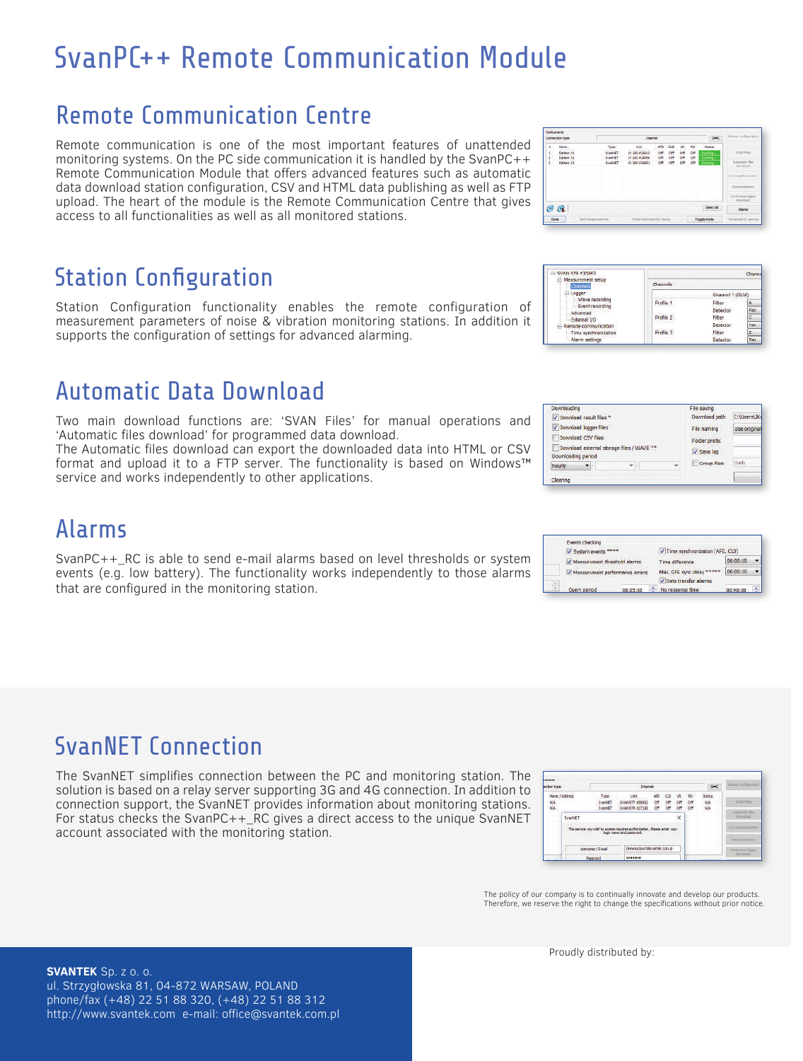# SvanPC++ Remote Communication Module

## Remote Communication Centre

Remote communication is one of the most important features of unattended monitoring systems. On the PC side communication it is handled by the SvanPC++ Remote Communication Module that offers advanced features such as automatic data download station configuration, CSV and HTML data publishing as well as FTP upload. The heart of the module is the Remote Communication Centre that gives access to all functionalities as well as all monitored stations.

## Station Configuration

Station Configuration functionality enables the remote configuration of measurement parameters of noise & vibration monitoring stations. In addition it supports the configuration of settings for advanced alarming.

## Automatic Data Download

Two main download functions are: 'SVAN Files' for manual operations and 'Automatic files download' for programmed data download.
The Automatic files download can export the downloaded data into HTML or CSV format and upload it to a FTP server. The functionality is based on Windows™ service and works independently to other applications.

## Alarms

SvanPC++_RC is able to send e-mail alarms based on level thresholds or system events (e.g. low battery). The functionality works independently to those alarms that are configured in the monitoring station.

## SvanNET Connection

The SvanNET simplifies connection between the PC and monitoring station. The solution is based on a relay server supporting 3G and 4G connection. In addition to connection support, the SvanNET provides information about monitoring stations. For status checks the SvanPC++_RC gives a direct access to the unique SvanNET account associated with the monitoring station.

The policy of our company is to continually innovate and develop our products. Therefore, we reserve the right to change the specifications without prior notice.

**SVANTEK** Sp. z o. o.
ul. Strzygłowska 81, 04-872 WARSAW, POLAND
phone/fax (+48) 22 51 88 320, (+48) 22 51 88 312
http://www.svantek.com e-mail: office@svantek.com.pl

Proudly distributed by: